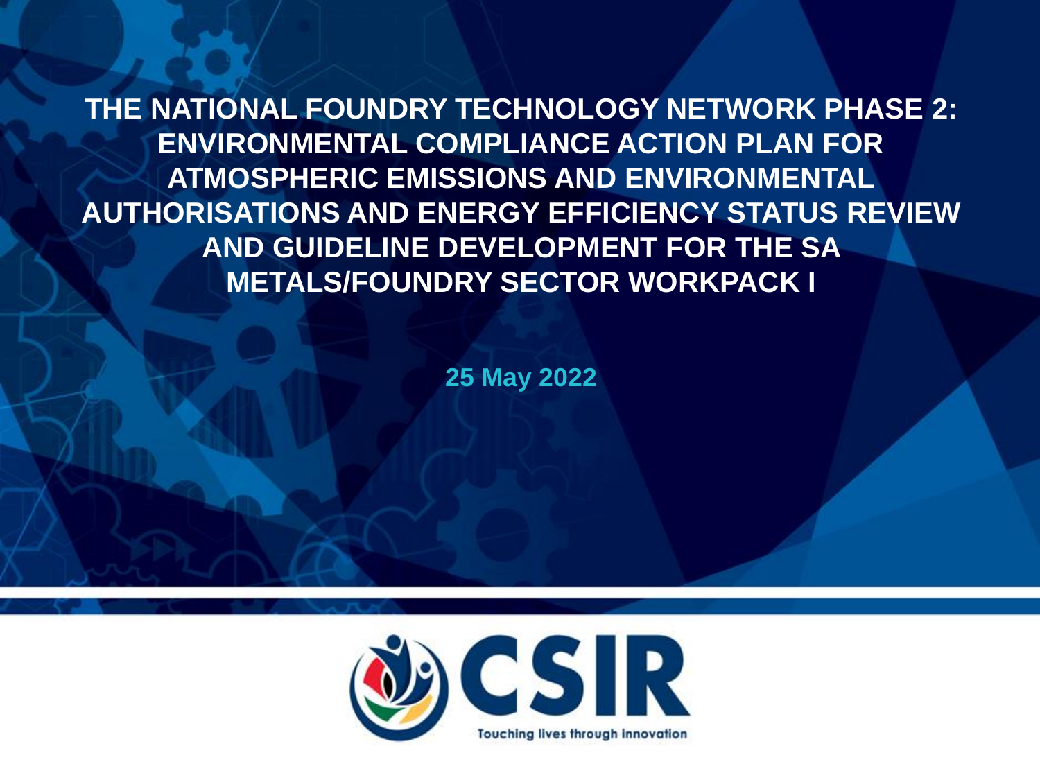# THE NATIONAL FOUNDRY TECHNOLOGY NETWORK PHASE 2: ENVIRONMENTAL COMPLIANCE ACTION PLAN FOR ATMOSPHERIC EMISSIONS AND ENVIRONMENTAL AUTHORISATIONS AND ENERGY EFFICIENCY STATUS REVIEW AND GUIDELINE DEVELOPMENT FOR THE SA METALS/FOUNDRY SECTOR WORKPACK I

**25 May 2022**

CSIR

Touching lives through innovation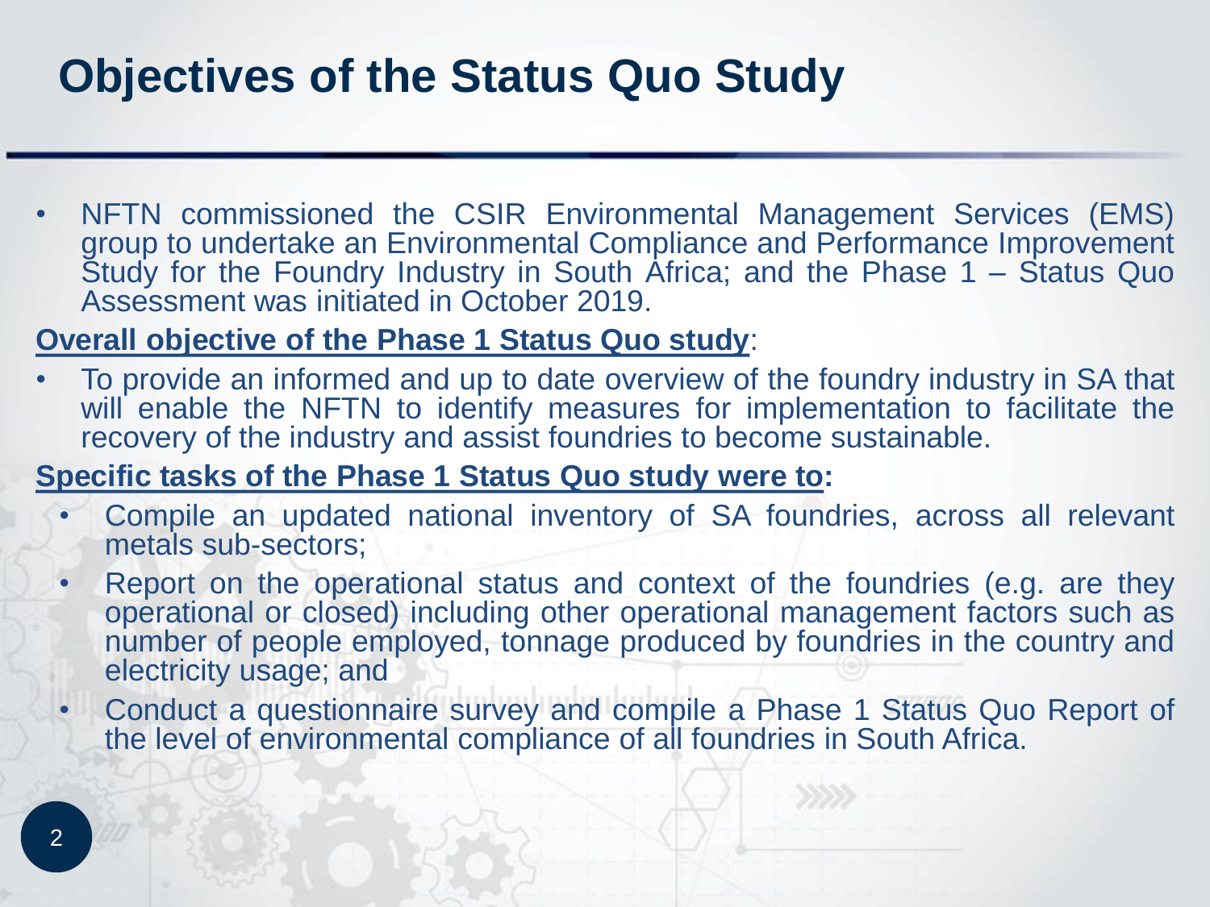# Objectives of the Status Quo Study

- NFTN commissioned the CSIR Environmental Management Services (EMS) group to undertake an Environmental Compliance and Performance Improvement Study for the Foundry Industry in South Africa; and the Phase 1 – Status Quo Assessment was initiated in October 2019.

**Overall objective of the Phase 1 Status Quo study**:

- To provide an informed and up to date overview of the foundry industry in SA that will enable the NFTN to identify measures for implementation to facilitate the recovery of the industry and assist foundries to become sustainable.

**Specific tasks of the Phase 1 Status Quo study were to:**

- Compile an updated national inventory of SA foundries, across all relevant metals sub-sectors;
- Report on the operational status and context of the foundries (e.g. are they operational or closed) including other operational management factors such as number of people employed, tonnage produced by foundries in the country and electricity usage; and
- Conduct a questionnaire survey and compile a Phase 1 Status Quo Report of the level of environmental compliance of all foundries in South Africa.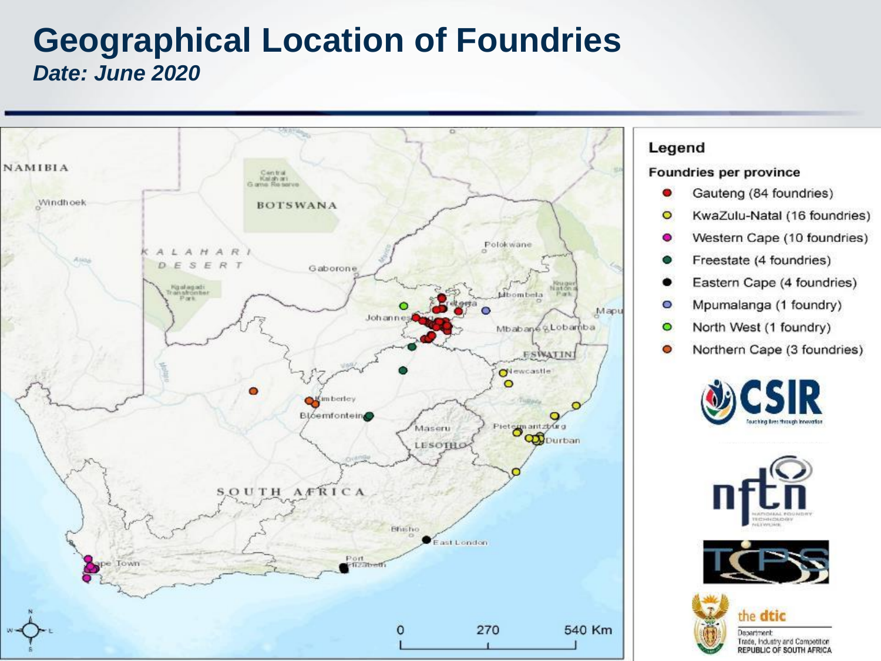# Geographical Location of Foundries

***Date: June 2020***

**Legend**

**Foundries per province**

- Gauteng (84 foundries)
- KwaZulu-Natal (16 foundries)
- Western Cape (10 foundries)
- Freestate (4 foundries)
- Eastern Cape (4 foundries)
- Mpumalanga (1 foundry)
- North West (1 foundry)
- Northern Cape (3 foundries)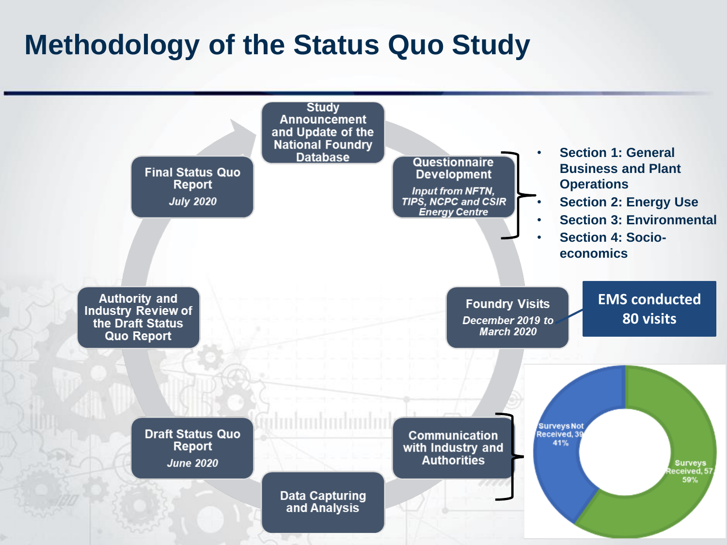# Methodology of the Status Quo Study

- Study Announcement and Update of the National Foundry Database
- Questionnaire Development
  *Input from NFTN, TIPS, NCPC and CSIR Energy Centre*
  - Section 1: General Business and Plant Operations
  - Section 2: Energy Use
  - Section 3: Environmental
  - Section 4: Socio-economics
- Foundry Visits
  *December 2019 to March 2020*
  - EMS conducted 80 visits
- Communication with Industry and Authorities
  - Surveys Not Received, 39, 41%
  - Surveys Received, 57, 59%
- Data Capturing and Analysis
- Draft Status Quo Report
  *June 2020*
- Authority and Industry Review of the Draft Status Quo Report
- Final Status Quo Report
  *July 2020*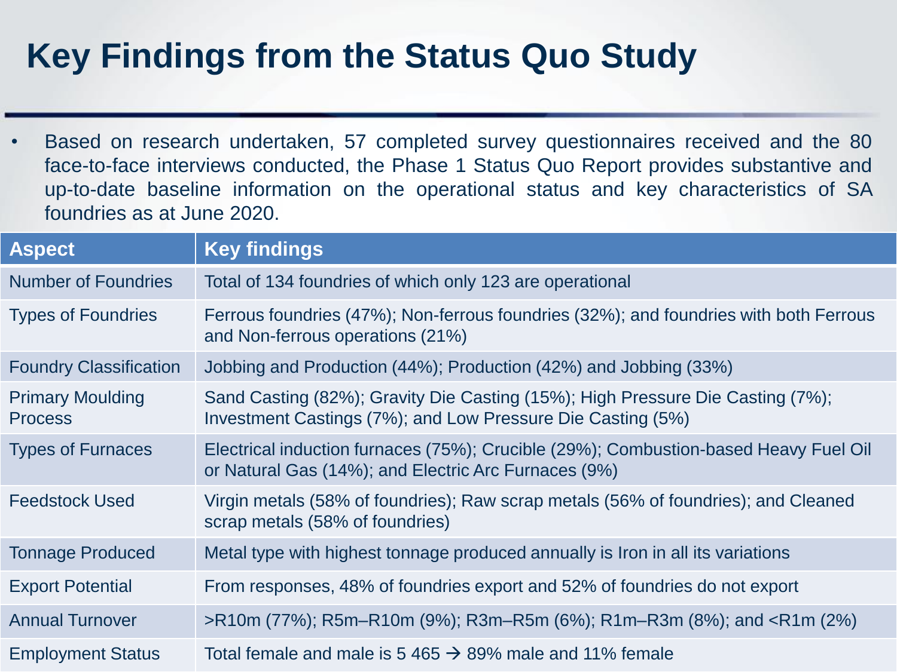# Key Findings from the Status Quo Study

- Based on research undertaken, 57 completed survey questionnaires received and the 80 face-to-face interviews conducted, the Phase 1 Status Quo Report provides substantive and up-to-date baseline information on the operational status and key characteristics of SA foundries as at June 2020.

| Aspect | Key findings |
| --- | --- |
| Number of Foundries | Total of 134 foundries of which only 123 are operational |
| Types of Foundries | Ferrous foundries (47%); Non-ferrous foundries (32%); and foundries with both Ferrous and Non-ferrous operations (21%) |
| Foundry Classification | Jobbing and Production (44%); Production (42%) and Jobbing (33%) |
| Primary Moulding Process | Sand Casting (82%); Gravity Die Casting (15%); High Pressure Die Casting (7%); Investment Castings (7%); and Low Pressure Die Casting (5%) |
| Types of Furnaces | Electrical induction furnaces (75%); Crucible (29%); Combustion-based Heavy Fuel Oil or Natural Gas (14%); and Electric Arc Furnaces (9%) |
| Feedstock Used | Virgin metals (58% of foundries); Raw scrap metals (56% of foundries); and Cleaned scrap metals (58% of foundries) |
| Tonnage Produced | Metal type with highest tonnage produced annually is Iron in all its variations |
| Export Potential | From responses, 48% of foundries export and 52% of foundries do not export |
| Annual Turnover | >R10m (77%); R5m–R10m (9%); R3m–R5m (6%); R1m–R3m (8%); and <R1m (2%) |
| Employment Status | Total female and male is 5 465 → 89% male and 11% female |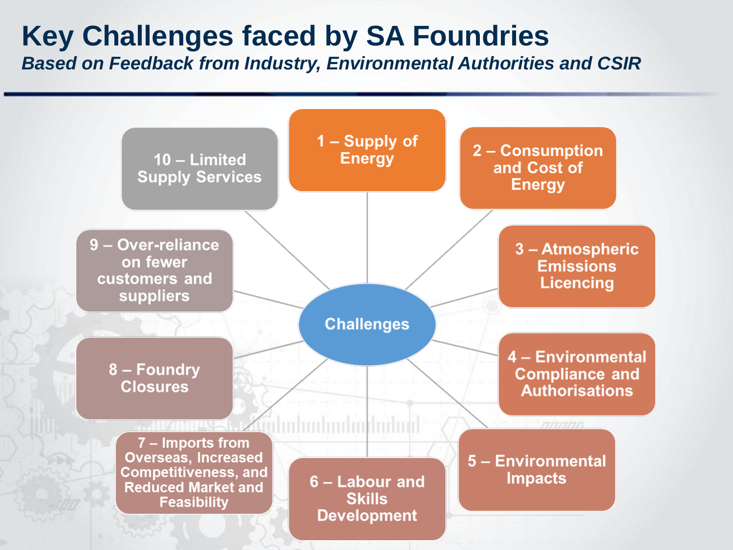# Key Challenges faced by SA Foundries

***Based on Feedback from Industry, Environmental Authorities and CSIR***

**Challenges**

1. 1 – Supply of Energy
2. 2 – Consumption and Cost of Energy
3. 3 – Atmospheric Emissions Licencing
4. 4 – Environmental Compliance and Authorisations
5. 5 – Environmental Impacts
6. 6 – Labour and Skills Development
7. 7 – Imports from Overseas, Increased Competitiveness, and Reduced Market and Feasibility
8. 8 – Foundry Closures
9. 9 – Over-reliance on fewer customers and suppliers
10. 10 – Limited Supply Services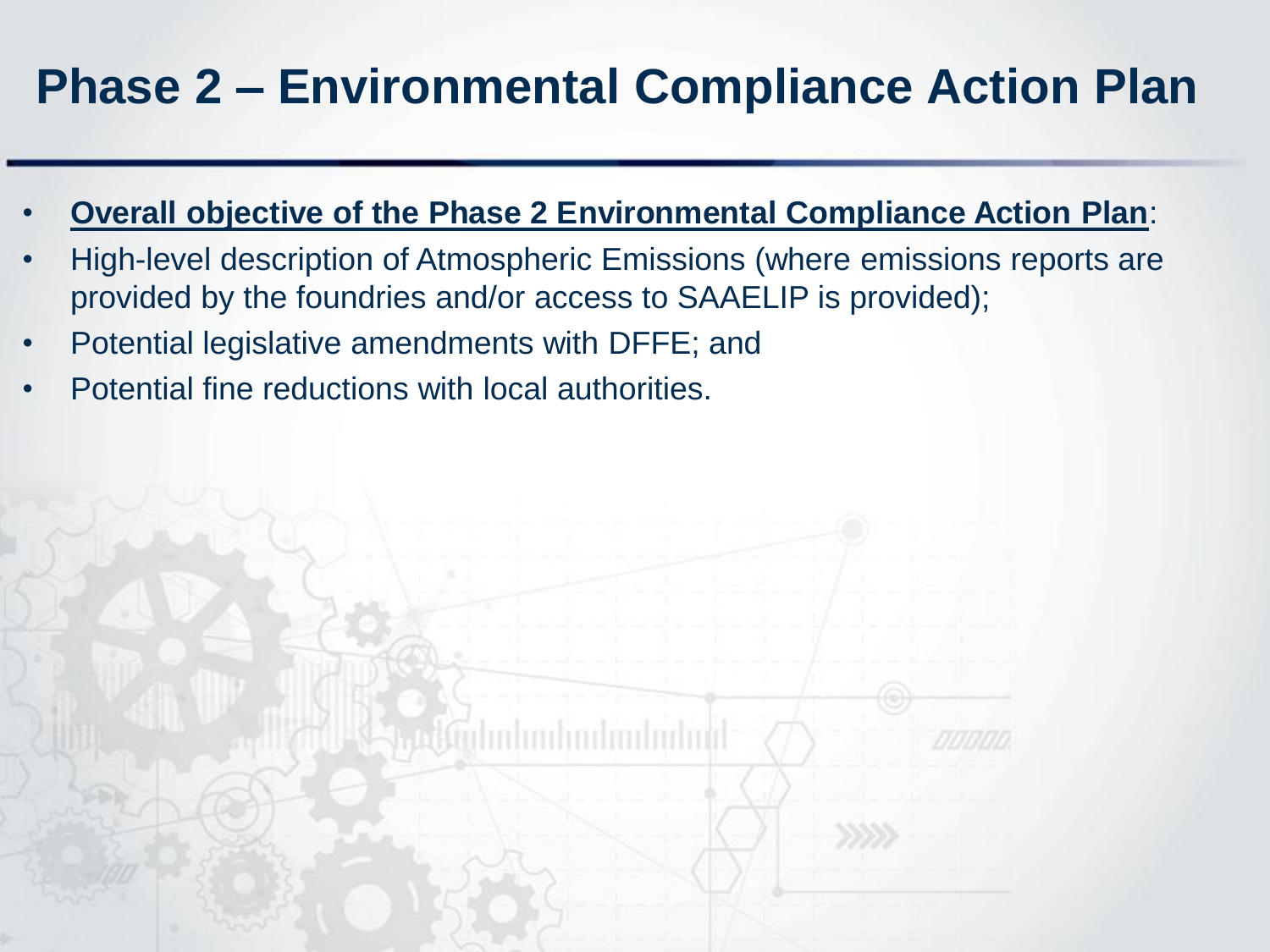# Phase 2 – Environmental Compliance Action Plan

- **<u>Overall objective of the Phase 2 Environmental Compliance Action Plan</u>**:
- High-level description of Atmospheric Emissions (where emissions reports are provided by the foundries and/or access to SAAELIP is provided);
- Potential legislative amendments with DFFE; and
- Potential fine reductions with local authorities.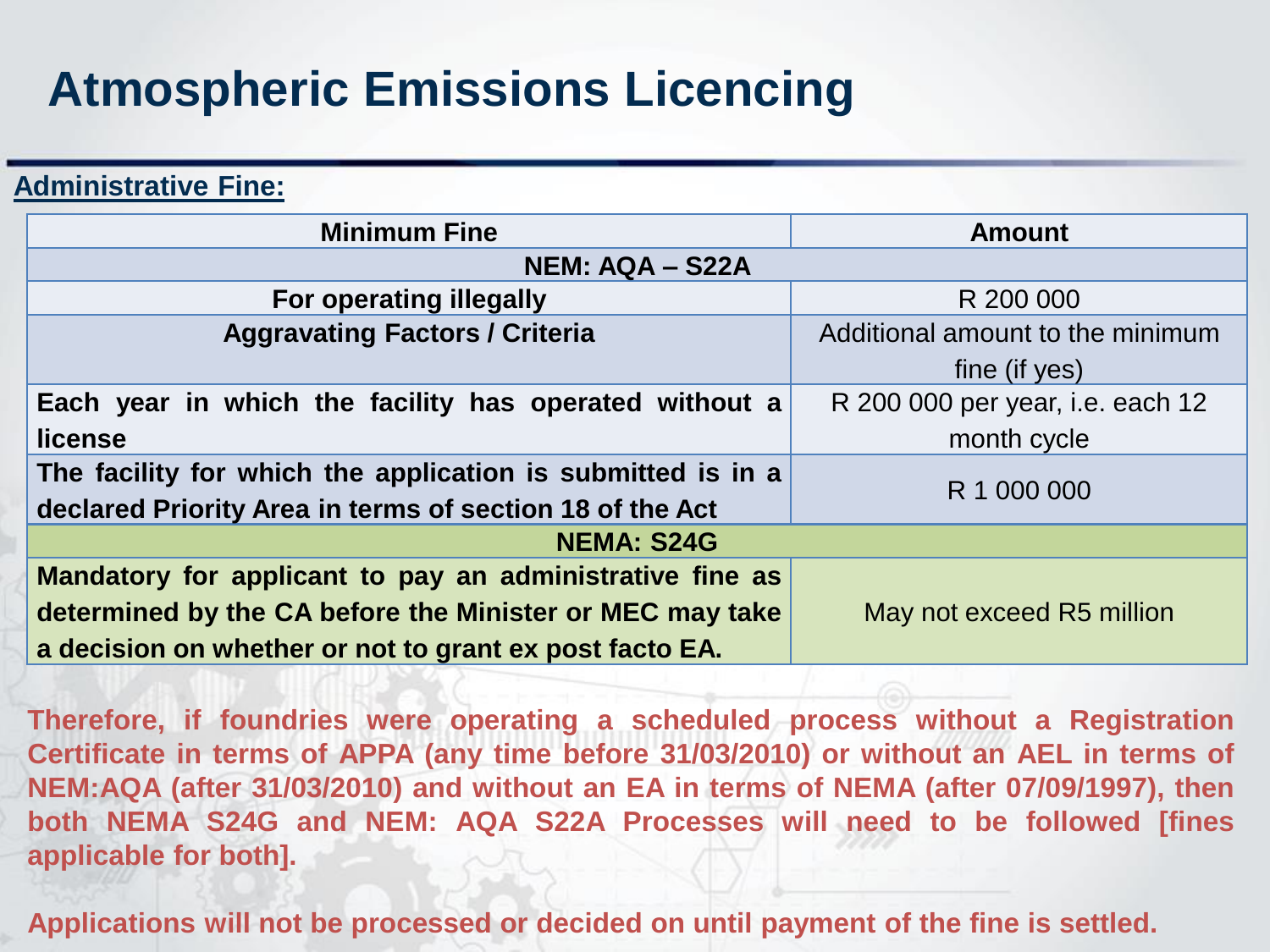# Atmospheric Emissions Licencing

**Administrative Fine:**

| Minimum Fine | Amount |
|---|---|
| **NEM: AQA – S22A** | |
| **For operating illegally** | R 200 000 |
| **Aggravating Factors / Criteria** | Additional amount to the minimum fine (if yes) |
| **Each year in which the facility has operated without a license** | R 200 000 per year, i.e. each 12 month cycle |
| **The facility for which the application is submitted is in a declared Priority Area in terms of section 18 of the Act** | R 1 000 000 |
| **NEMA: S24G** | |
| **Mandatory for applicant to pay an administrative fine as determined by the CA before the Minister or MEC may take a decision on whether or not to grant ex post facto EA.** | May not exceed R5 million |

**Therefore, if foundries were operating a scheduled process without a Registration Certificate in terms of APPA (any time before 31/03/2010) or without an AEL in terms of NEM:AQA (after 31/03/2010) and without an EA in terms of NEMA (after 07/09/1997), then both NEMA S24G and NEM: AQA S22A Processes will need to be followed [fines applicable for both].**

**Applications will not be processed or decided on until payment of the fine is settled.**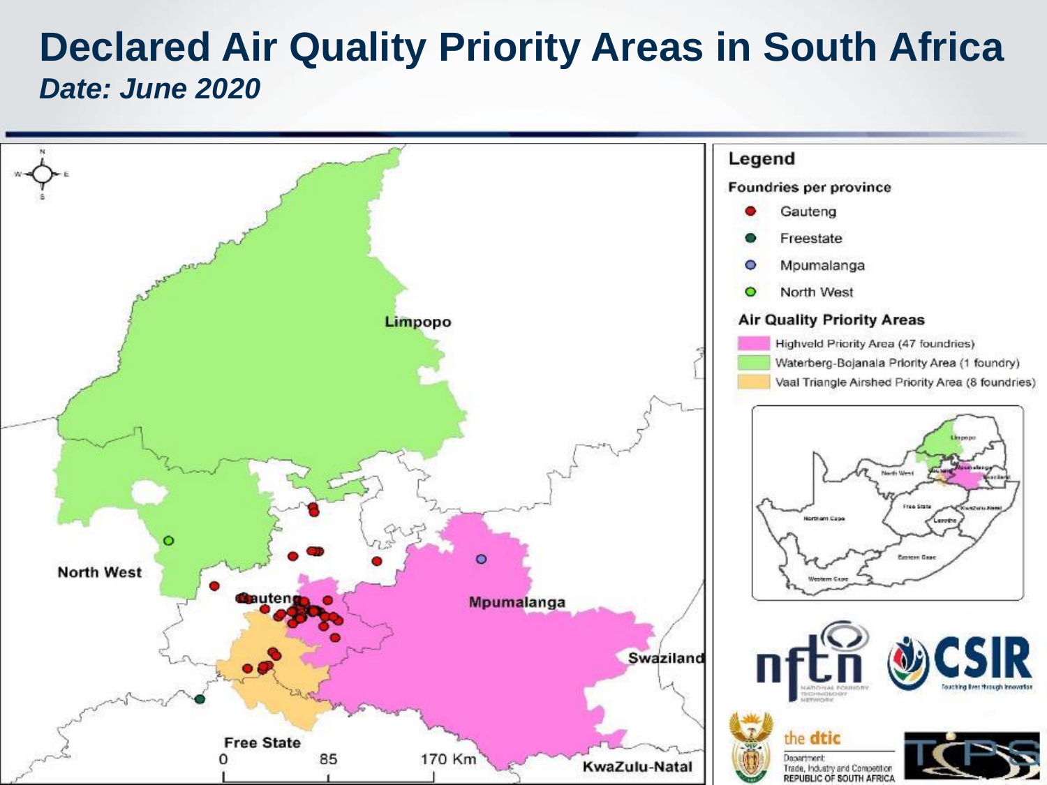# Declared Air Quality Priority Areas in South Africa

***Date: June 2020***

**Legend**

**Foundries per province**

- Gauteng
- Freestate
- Mpumalanga
- North West

**Air Quality Priority Areas**

- Highveld Priority Area (47 foundries)
- Waterberg-Bojanala Priority Area (1 foundry)
- Vaal Triangle Airshed Priority Area (8 foundries)

Limpopo

North West

Gauteng

Mpumalanga

Swaziland

Free State

KwaZulu-Natal

0 85 170 Km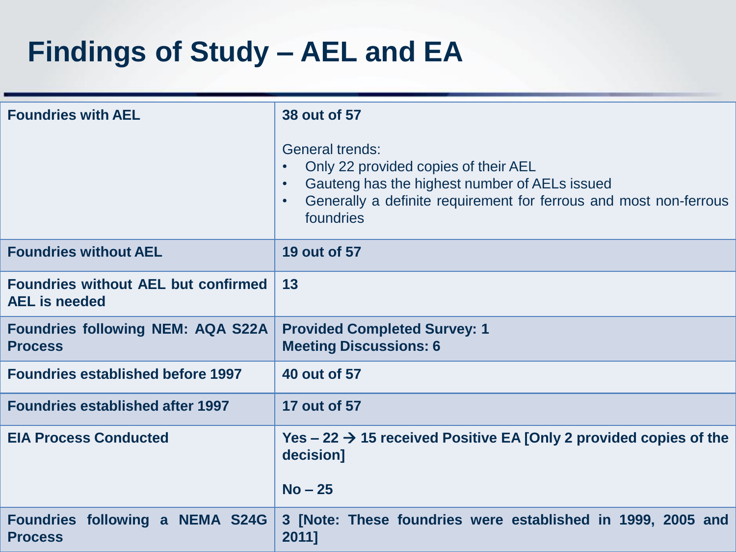# Findings of Study – AEL and EA

| | |
|---|---|
| **Foundries with AEL** | **38 out of 57**<br><br>General trends:<br>• Only 22 provided copies of their AEL<br>• Gauteng has the highest number of AELs issued<br>• Generally a definite requirement for ferrous and most non-ferrous foundries |
| **Foundries without AEL** | **19 out of 57** |
| **Foundries without AEL but confirmed AEL is needed** | **13** |
| **Foundries following NEM: AQA S22A Process** | **Provided Completed Survey: 1**<br>**Meeting Discussions: 6** |
| **Foundries established before 1997** | **40 out of 57** |
| **Foundries established after 1997** | **17 out of 57** |
| **EIA Process Conducted** | **Yes – 22 → 15 received Positive EA [Only 2 provided copies of the decision]**<br><br>**No – 25** |
| **Foundries following a NEMA S24G Process** | **3 [Note: These foundries were established in 1999, 2005 and 2011]** |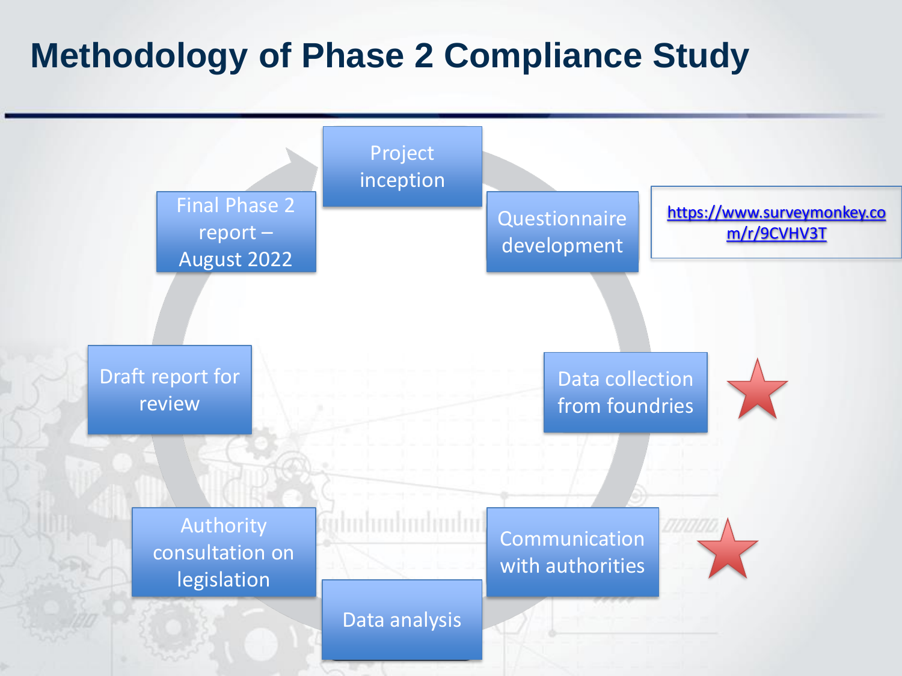# Methodology of Phase 2 Compliance Study

- Project inception
- Questionnaire development
- Data collection from foundries
- Communication with authorities
- Data analysis
- Authority consultation on legislation
- Draft report for review
- Final Phase 2 report – August 2022

https://www.surveymonkey.com/r/9CVHV3T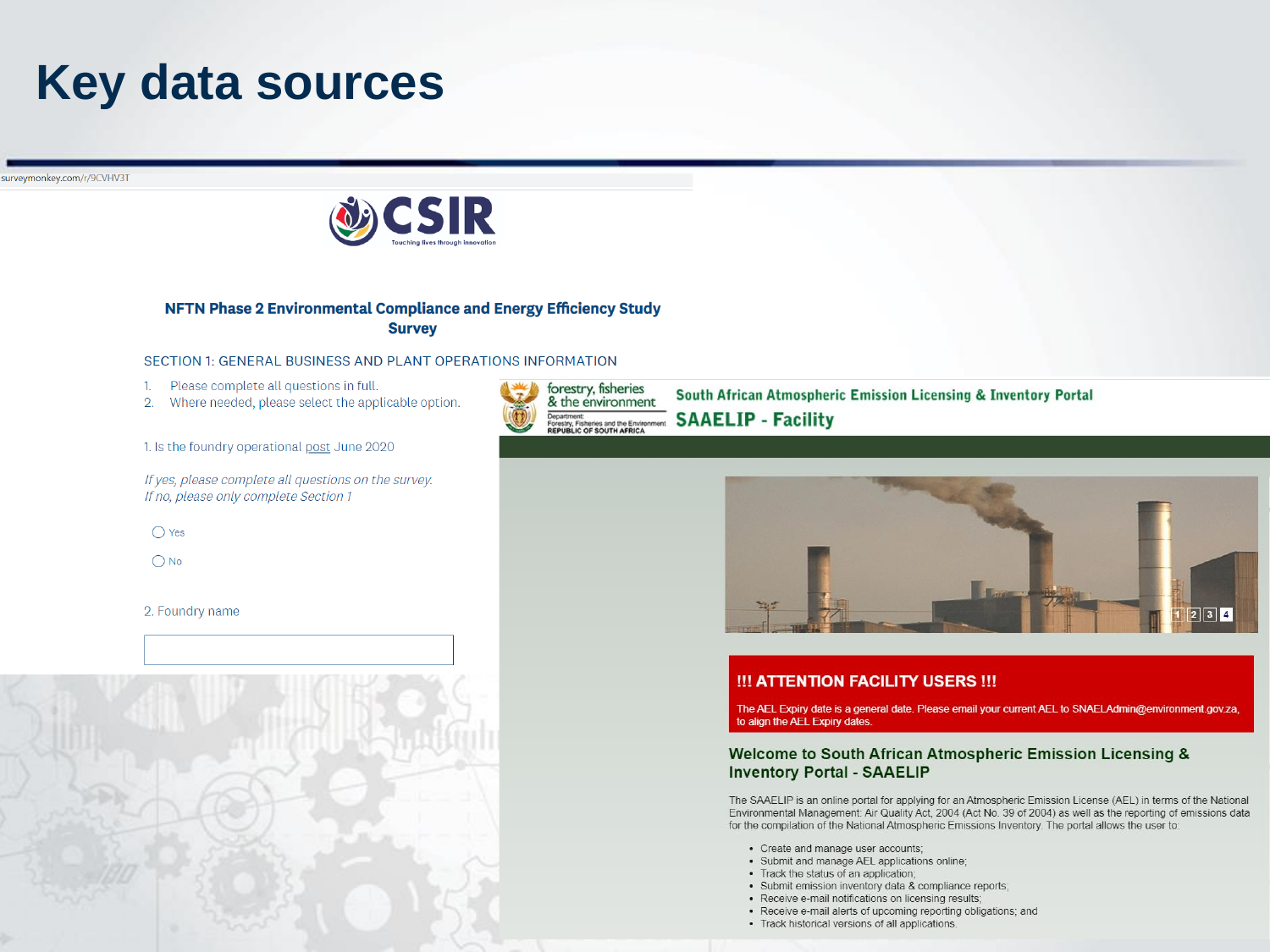# Key data sources

surveymonkey.com/r/9CVHV3T

CSIR
Touching lives through innovation

**NFTN Phase 2 Environmental Compliance and Energy Efficiency Study Survey**

SECTION 1: GENERAL BUSINESS AND PLANT OPERATIONS INFORMATION

1. Please complete all questions in full.
2. Where needed, please select the applicable option.

1. Is the foundry operational post June 2020

*If yes, please complete all questions on the survey.*
*If no, please only complete Section 1*

- Yes
- No

2. Foundry name

forestry, fisheries & the environment
Department: Forestry, Fisheries and the Environment
REPUBLIC OF SOUTH AFRICA

**South African Atmospheric Emission Licensing & Inventory Portal**

**SAAELIP - Facility**

1 2 3 4

**!!! ATTENTION FACILITY USERS !!!**

The AEL Expiry date is a general date. Please email your current AEL to SNAELAdmin@environment.gov.za, to align the AEL Expiry dates.

## Welcome to South African Atmospheric Emission Licensing & Inventory Portal - SAAELIP

The SAAELIP is an online portal for applying for an Atmospheric Emission License (AEL) in terms of the National Environmental Management: Air Quality Act, 2004 (Act No. 39 of 2004) as well as the reporting of emissions data for the compilation of the National Atmospheric Emissions Inventory. The portal allows the user to:

- Create and manage user accounts;
- Submit and manage AEL applications online;
- Track the status of an application;
- Submit emission inventory data & compliance reports;
- Receive e-mail notifications on licensing results;
- Receive e-mail alerts of upcoming reporting obligations; and
- Track historical versions of all applications.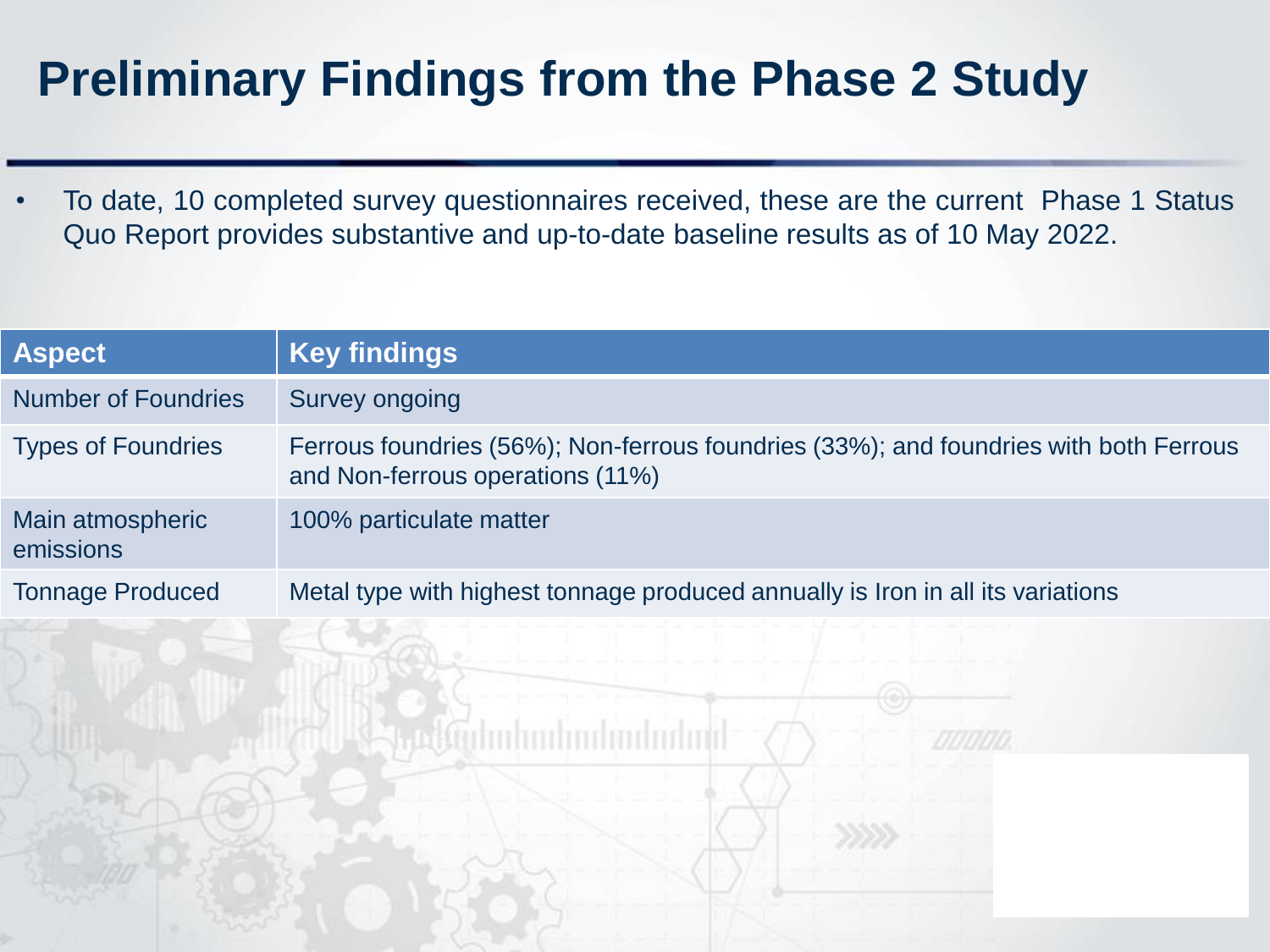# Preliminary Findings from the Phase 2 Study

- To date, 10 completed survey questionnaires received, these are the current  Phase 1 Status Quo Report provides substantive and up-to-date baseline results as of 10 May 2022.

| Aspect | Key findings |
|---|---|
| Number of Foundries | Survey ongoing |
| Types of Foundries | Ferrous foundries (56%); Non-ferrous foundries (33%); and foundries with both Ferrous and Non-ferrous operations (11%) |
| Main atmospheric emissions | 100% particulate matter |
| Tonnage Produced | Metal type with highest tonnage produced annually is Iron in all its variations |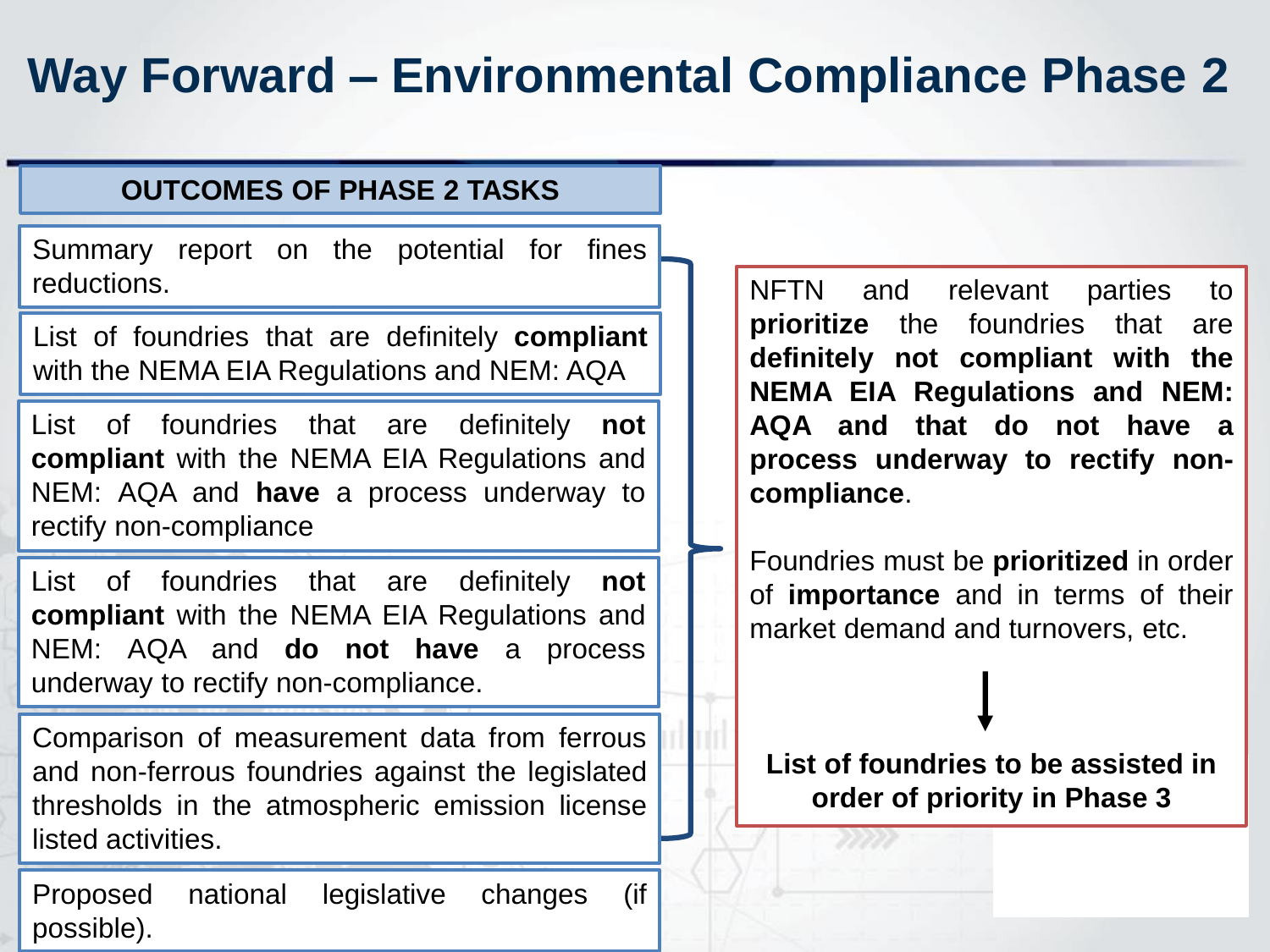# Way Forward – Environmental Compliance Phase 2

## OUTCOMES OF PHASE 2 TASKS

- Summary report on the potential for fines reductions.
- List of foundries that are definitely **compliant** with the NEMA EIA Regulations and NEM: AQA
- List of foundries that are definitely **not compliant** with the NEMA EIA Regulations and NEM: AQA and **have** a process underway to rectify non-compliance
- List of foundries that are definitely **not compliant** with the NEMA EIA Regulations and NEM: AQA and **do not have** a process underway to rectify non-compliance.
- Comparison of measurement data from ferrous and non-ferrous foundries against the legislated thresholds in the atmospheric emission license listed activities.
- Proposed national legislative changes (if possible).

NFTN and relevant parties to **prioritize** the foundries that are **definitely not compliant with the NEMA EIA Regulations and NEM: AQA and that do not have a process underway to rectify non-compliance**.

Foundries must be **prioritized** in order of **importance** and in terms of their market demand and turnovers, etc.

↓

**List of foundries to be assisted in order of priority in Phase 3**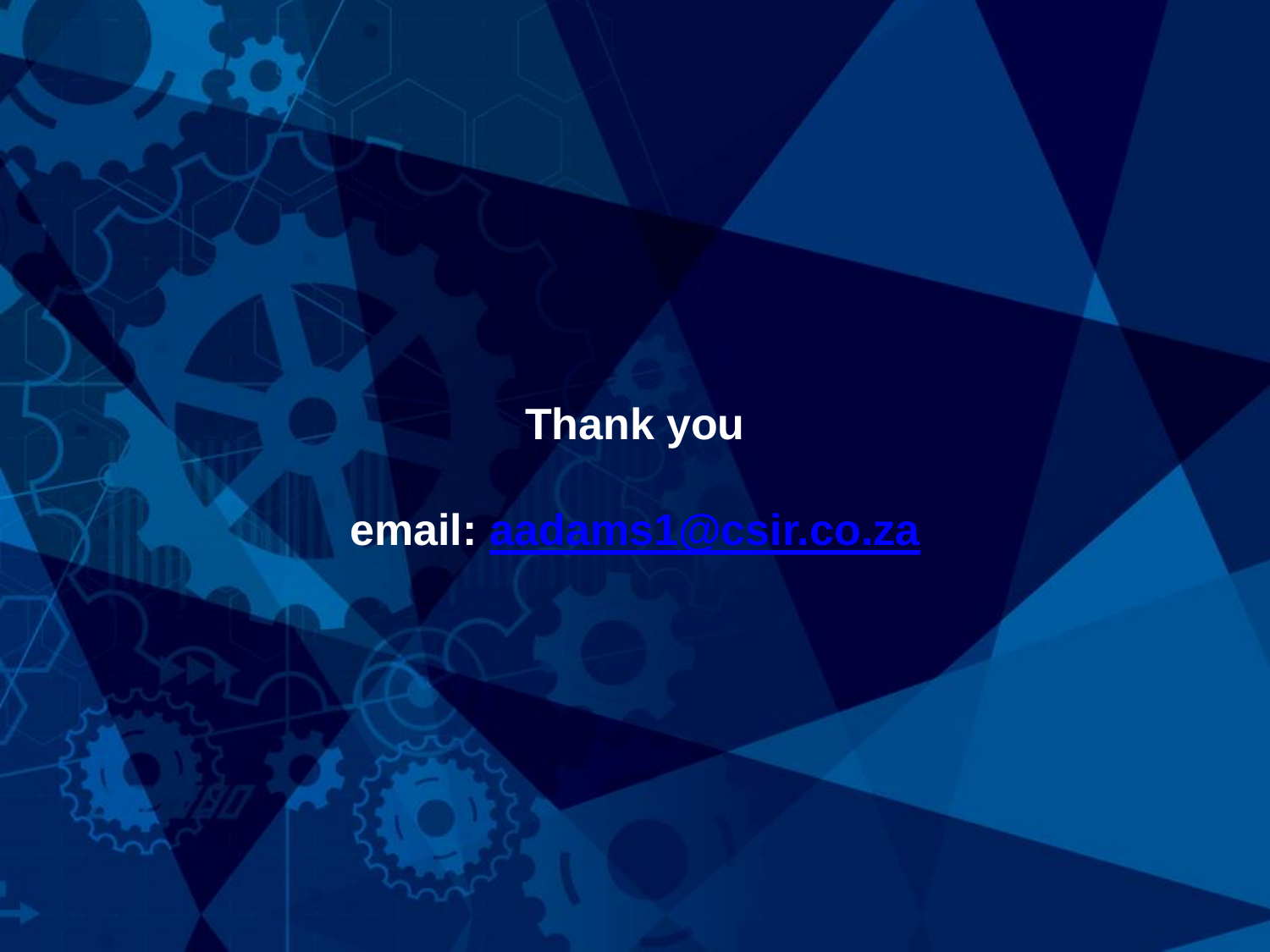**Thank you**

**email: aadams1@csir.co.za**